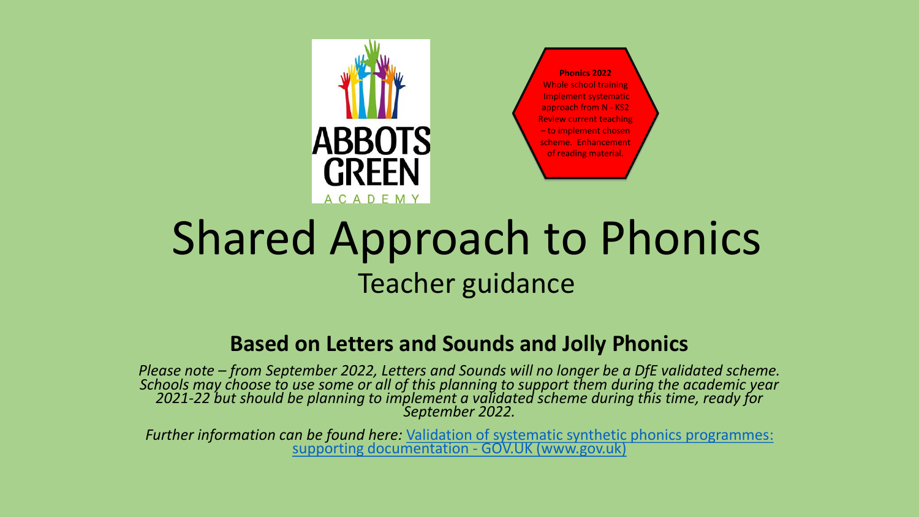ABBOTS GREEN ACADEMY

**Phonics 2022**
Whole school training
Implement systematic approach from N - KS2
Review current teaching – to implement chosen scheme. Enhancement of reading material.

# Shared Approach to Phonics

## Teacher guidance

### Based on Letters and Sounds and Jolly Phonics

*Please note – from September 2022, Letters and Sounds will no longer be a DfE validated scheme. Schools may choose to use some or all of this planning to support them during the academic year 2021-22 but should be planning to implement a validated scheme during this time, ready for September 2022.*

*Further information can be found here:* [Validation of systematic synthetic phonics programmes: supporting documentation - GOV.UK (www.gov.uk)]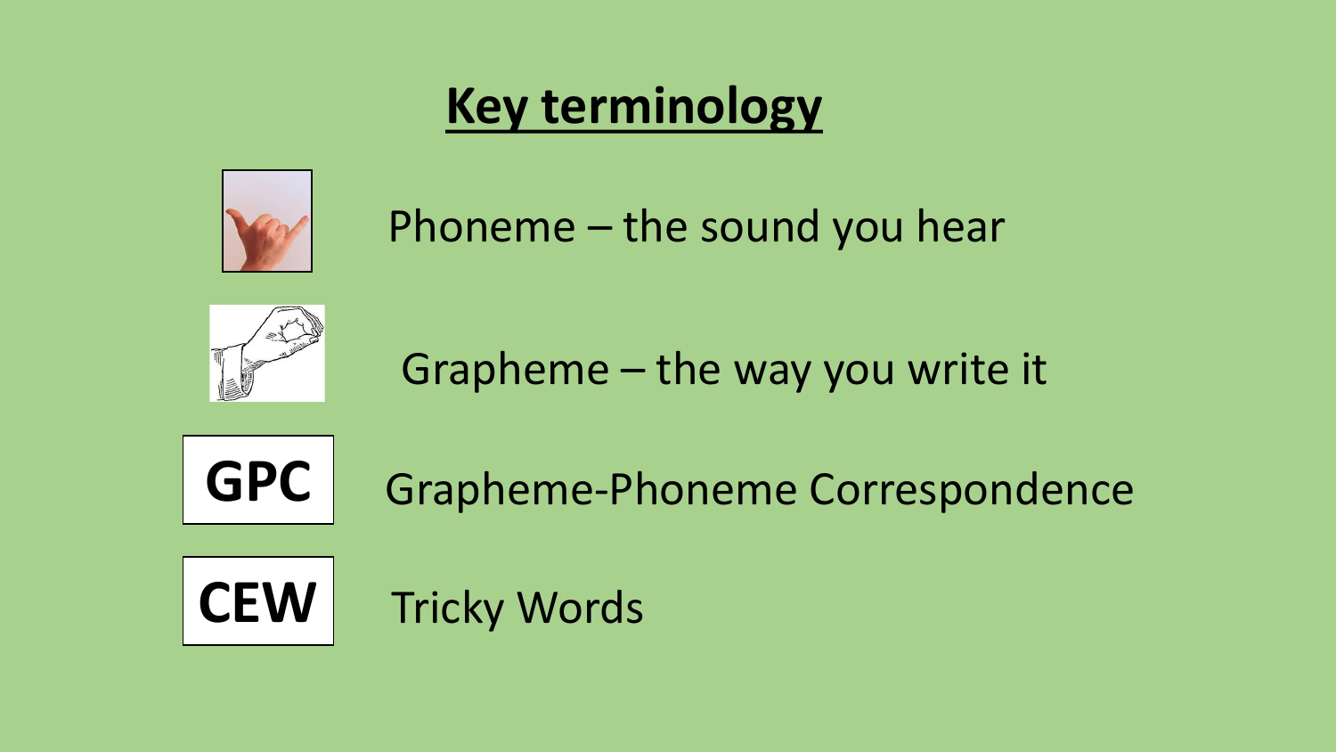# Key terminology

Phoneme – the sound you hear

Grapheme – the way you write it

**GPC** Grapheme-Phoneme Correspondence

**CEW** Tricky Words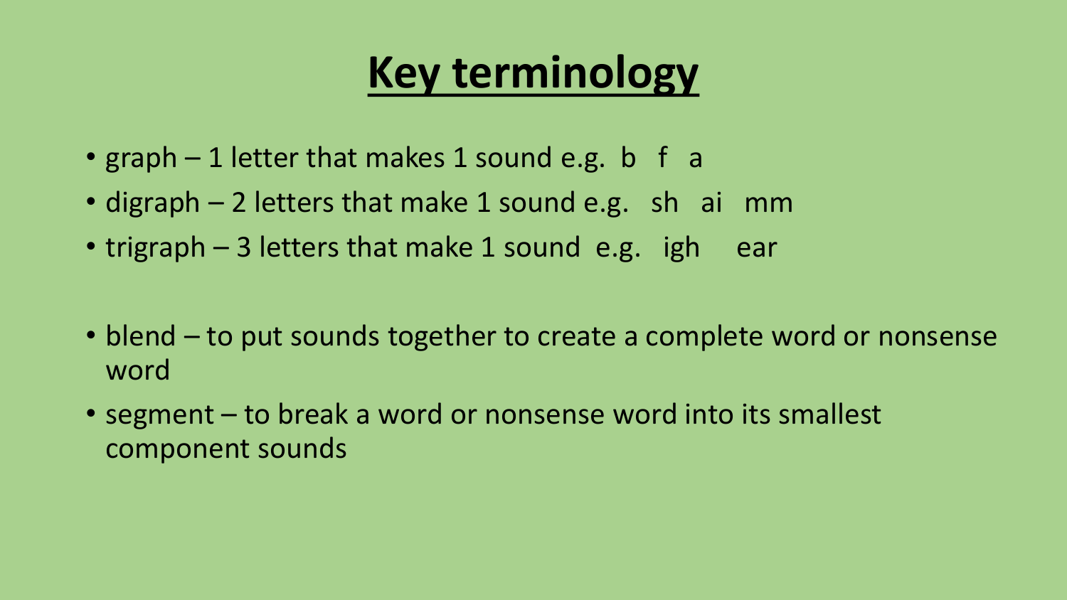# Key terminology

- graph – 1 letter that makes 1 sound e.g. b f a
- digraph – 2 letters that make 1 sound e.g. sh ai mm
- trigraph – 3 letters that make 1 sound e.g. igh ear

- blend – to put sounds together to create a complete word or nonsense word
- segment – to break a word or nonsense word into its smallest component sounds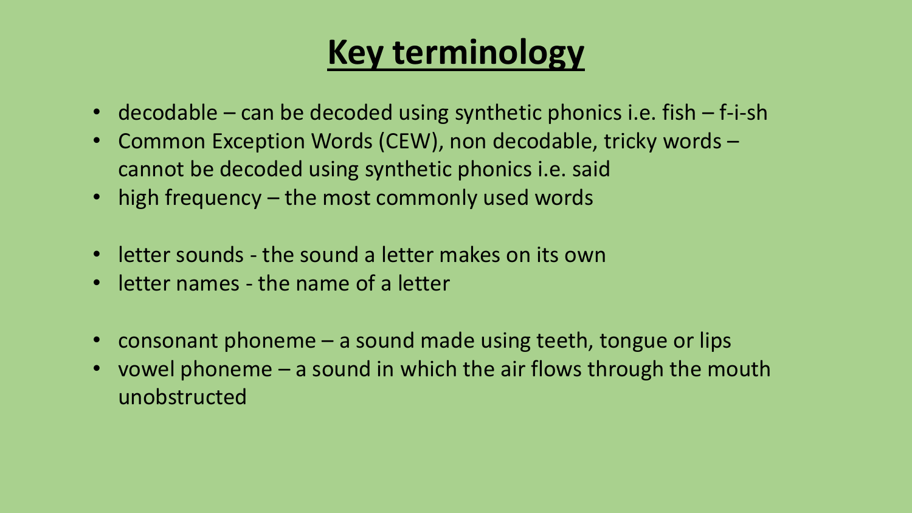# Key terminology

- decodable – can be decoded using synthetic phonics i.e. fish – f-i-sh
- Common Exception Words (CEW), non decodable, tricky words – cannot be decoded using synthetic phonics i.e. said
- high frequency – the most commonly used words

- letter sounds - the sound a letter makes on its own
- letter names - the name of a letter

- consonant phoneme – a sound made using teeth, tongue or lips
- vowel phoneme – a sound in which the air flows through the mouth unobstructed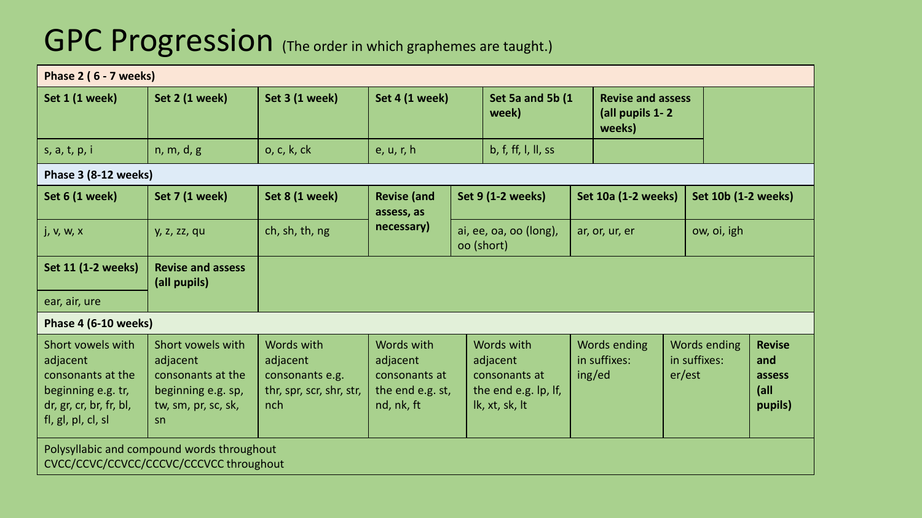# GPC Progression (The order in which graphemes are taught.)

**Phase 2 ( 6 - 7 weeks)**

| Set 1 (1 week) | Set 2 (1 week) | Set 3 (1 week) | Set 4 (1 week) | Set 5a and 5b (1 week) | Revise and assess (all pupils 1- 2 weeks) |
|---|---|---|---|---|---|
| s, a, t, p, i | n, m, d, g | o, c, k, ck | e, u, r, h | b, f, ff, l, ll, ss | |

**Phase 3 (8-12 weeks)**

| Set 6 (1 week) | Set 7 (1 week) | Set 8 (1 week) | Revise (and assess, as necessary) | Set 9 (1-2 weeks) | Set 10a (1-2 weeks) | Set 10b (1-2 weeks) |
|---|---|---|---|---|---|---|
| j, v, w, x | y, z, zz, qu | ch, sh, th, ng | | ai, ee, oa, oo (long), oo (short) | ar, or, ur, er | ow, oi, igh |

| Set 11 (1-2 weeks) | Revise and assess (all pupils) |
|---|---|
| ear, air, ure | |

**Phase 4 (6-10 weeks)**

| | | | | | | | |
|---|---|---|---|---|---|---|---|
| Short vowels with adjacent consonants at the beginning e.g. tr, dr, gr, cr, br, fr, bl, fl, gl, pl, cl, sl | Short vowels with adjacent consonants at the beginning e.g. sp, tw, sm, pr, sc, sk, sn | Words with adjacent consonants e.g. thr, spr, scr, shr, str, nch | Words with adjacent consonants at the end e.g. st, nd, nk, ft | Words with adjacent consonants at the end e.g. lp, lf, lk, xt, sk, lt | Words ending in suffixes: ing/ed | Words ending in suffixes: er/est | **Revise and assess (all pupils)** |

Polysyllabic and compound words throughout
CVCC/CCVC/CCVCC/CCCVC/CCCVCC throughout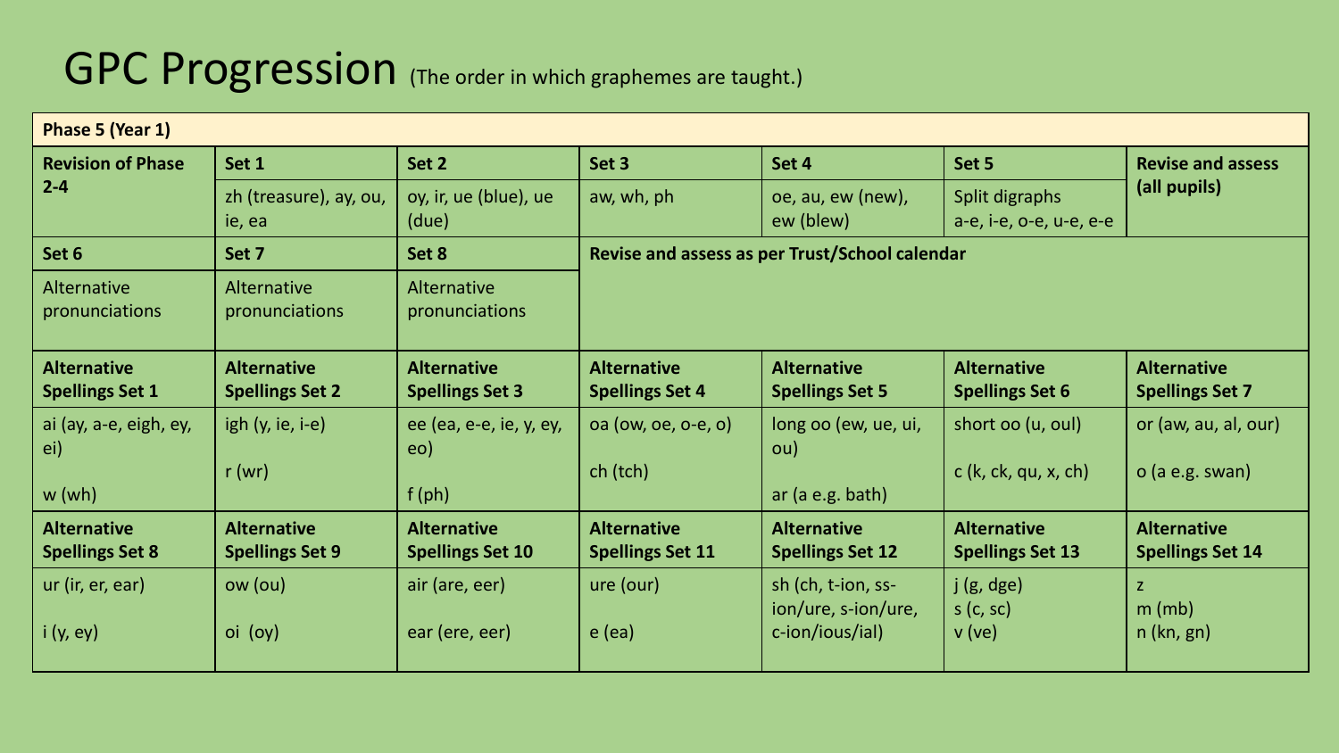# GPC Progression (The order in which graphemes are taught.)

| **Phase 5 (Year 1)** | | | | | | |
|---|---|---|---|---|---|---|
| **Revision of Phase 2-4** | **Set 1** | **Set 2** | **Set 3** | **Set 4** | **Set 5** | **Revise and assess (all pupils)** |
| | zh (treasure), ay, ou, ie, ea | oy, ir, ue (blue), ue (due) | aw, wh, ph | oe, au, ew (new), ew (blew) | Split digraphs a-e, i-e, o-e, u-e, e-e | |
| **Set 6** | **Set 7** | **Set 8** | **Revise and assess as per Trust/School calendar** | | | |
| Alternative pronunciations | Alternative pronunciations | Alternative pronunciations | | | | |
| **Alternative Spellings Set 1** | **Alternative Spellings Set 2** | **Alternative Spellings Set 3** | **Alternative Spellings Set 4** | **Alternative Spellings Set 5** | **Alternative Spellings Set 6** | **Alternative Spellings Set 7** |
| ai (ay, a-e, eigh, ey, ei)<br>w (wh) | igh (y, ie, i-e)<br>r (wr) | ee (ea, e-e, ie, y, ey, eo)<br>f (ph) | oa (ow, oe, o-e, o)<br>ch (tch) | long oo (ew, ue, ui, ou)<br>ar (a e.g. bath) | short oo (u, oul)<br>c (k, ck, qu, x, ch) | or (aw, au, al, our)<br>o (a e.g. swan) |
| **Alternative Spellings Set 8** | **Alternative Spellings Set 9** | **Alternative Spellings Set 10** | **Alternative Spellings Set 11** | **Alternative Spellings Set 12** | **Alternative Spellings Set 13** | **Alternative Spellings Set 14** |
| ur (ir, er, ear)<br>i (y, ey) | ow (ou)<br>oi (oy) | air (are, eer)<br>ear (ere, eer) | ure (our)<br>e (ea) | sh (ch, t-ion, ss-ion/ure, s-ion/ure, c-ion/ious/ial) | j (g, dge)<br>s (c, sc)<br>v (ve) | z<br>m (mb)<br>n (kn, gn) |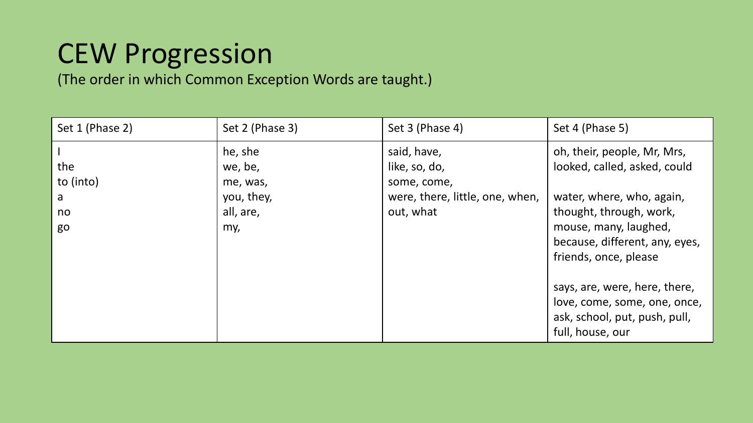# CEW Progression

(The order in which Common Exception Words are taught.)

| Set 1 (Phase 2) | Set 2 (Phase 3) | Set 3 (Phase 4) | Set 4 (Phase 5) |
|---|---|---|---|
| I<br>the<br>to (into)<br>a<br>no<br>go | he, she<br>we, be,<br>me, was,<br>you, they,<br>all, are,<br>my, | said, have,<br>like, so, do,<br>some, come,<br>were, there, little, one, when,<br>out, what | oh, their, people, Mr, Mrs,<br>looked, called, asked, could<br><br>water, where, who, again,<br>thought, through, work,<br>mouse, many, laughed,<br>because, different, any, eyes,<br>friends, once, please<br><br>says, are, were, here, there,<br>love, come, some, one, once,<br>ask, school, put, push, pull,<br>full, house, our |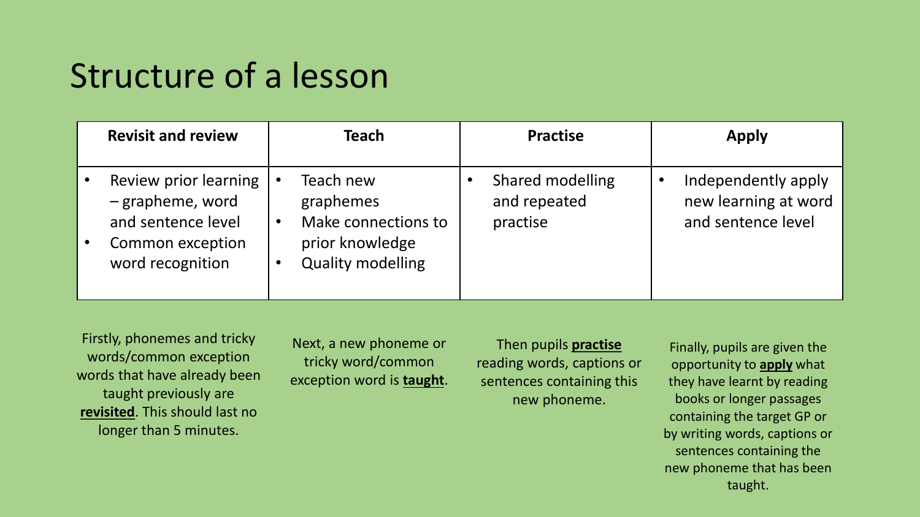# Structure of a lesson

| Revisit and review | Teach | Practise | Apply |
|---|---|---|---|
| • Review prior learning – grapheme, word and sentence level<br>• Common exception word recognition | • Teach new graphemes<br>• Make connections to prior knowledge<br>• Quality modelling | • Shared modelling and repeated practise | • Independently apply new learning at word and sentence level |

Firstly, phonemes and tricky words/common exception words that have already been taught previously are **revisited**. This should last no longer than 5 minutes.

Next, a new phoneme or tricky word/common exception word is **taught**.

Then pupils **practise** reading words, captions or sentences containing this new phoneme.

Finally, pupils are given the opportunity to **apply** what they have learnt by reading books or longer passages containing the target GP or by writing words, captions or sentences containing the new phoneme that has been taught.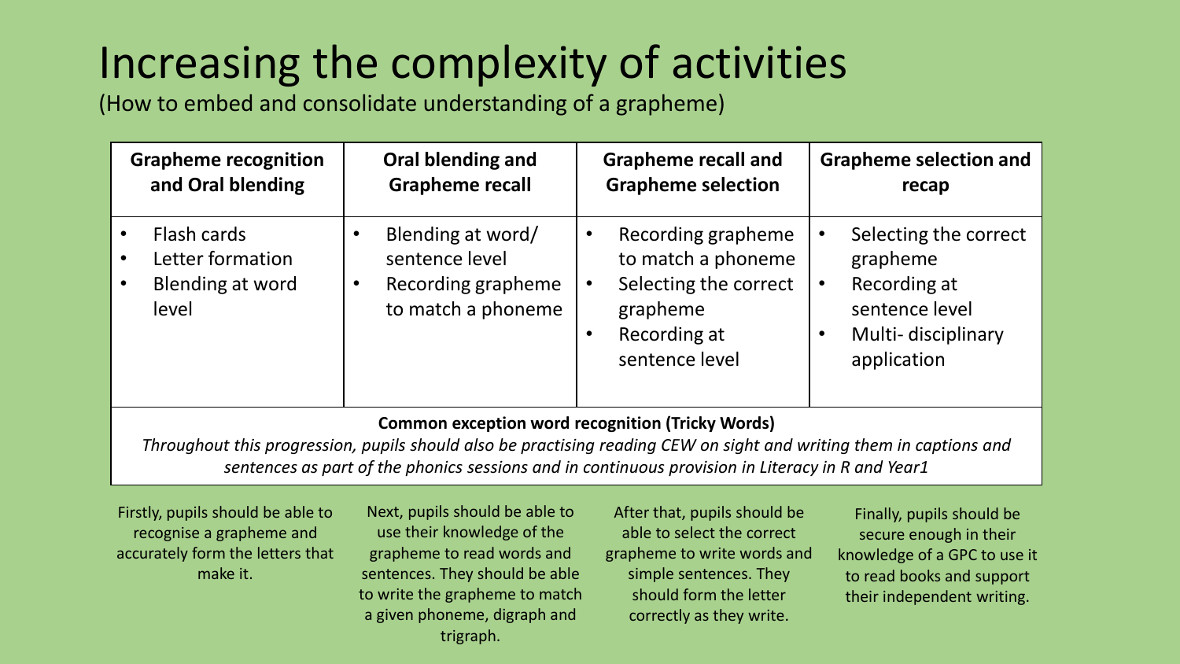# Increasing the complexity of activities

(How to embed and consolidate understanding of a grapheme)

| Grapheme recognition and Oral blending | Oral blending and Grapheme recall | Grapheme recall and Grapheme selection | Grapheme selection and recap |
|---|---|---|---|
| • Flash cards<br>• Letter formation<br>• Blending at word level | • Blending at word/ sentence level<br>• Recording grapheme to match a phoneme | • Recording grapheme to match a phoneme<br>• Selecting the correct grapheme<br>• Recording at sentence level | • Selecting the correct grapheme<br>• Recording at sentence level<br>• Multi- disciplinary application |
| **Common exception word recognition (Tricky Words)**<br>*Throughout this progression, pupils should also be practising reading CEW on sight and writing them in captions and sentences as part of the phonics sessions and in continuous provision in Literacy in R and Year1* | | | |

Firstly, pupils should be able to recognise a grapheme and accurately form the letters that make it.

Next, pupils should be able to use their knowledge of the grapheme to read words and sentences. They should be able to write the grapheme to match a given phoneme, digraph and trigraph.

After that, pupils should be able to select the correct grapheme to write words and simple sentences. They should form the letter correctly as they write.

Finally, pupils should be secure enough in their knowledge of a GPC to use it to read books and support their independent writing.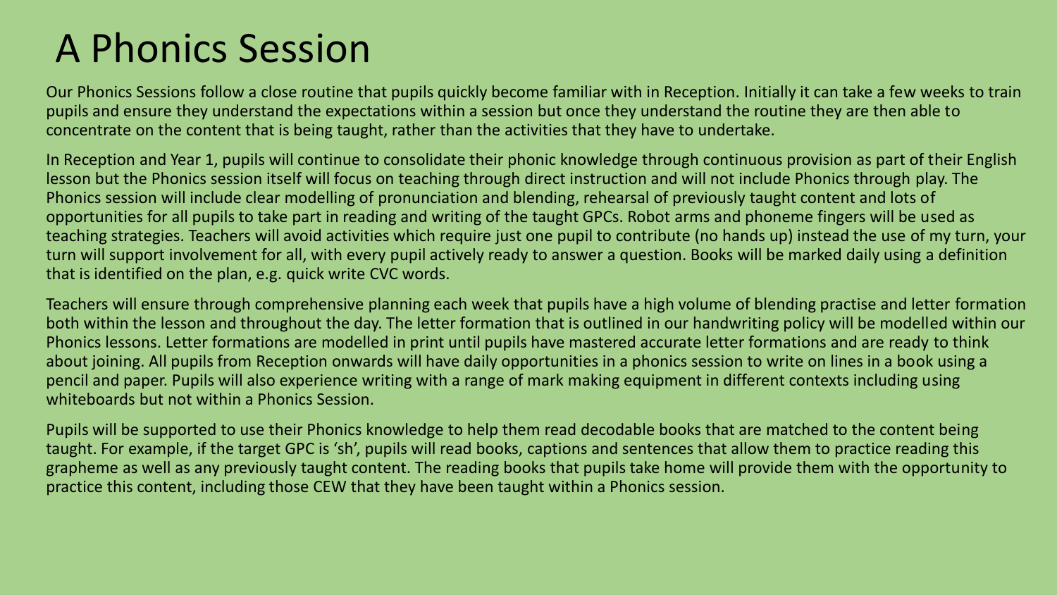# A Phonics Session

Our Phonics Sessions follow a close routine that pupils quickly become familiar with in Reception. Initially it can take a few weeks to train pupils and ensure they understand the expectations within a session but once they understand the routine they are then able to concentrate on the content that is being taught, rather than the activities that they have to undertake.

In Reception and Year 1, pupils will continue to consolidate their phonic knowledge through continuous provision as part of their English lesson but the Phonics session itself will focus on teaching through direct instruction and will not include Phonics through play. The Phonics session will include clear modelling of pronunciation and blending, rehearsal of previously taught content and lots of opportunities for all pupils to take part in reading and writing of the taught GPCs. Robot arms and phoneme fingers will be used as teaching strategies. Teachers will avoid activities which require just one pupil to contribute (no hands up) instead the use of my turn, your turn will support involvement for all, with every pupil actively ready to answer a question. Books will be marked daily using a definition that is identified on the plan, e.g. quick write CVC words.

Teachers will ensure through comprehensive planning each week that pupils have a high volume of blending practise and letter formation both within the lesson and throughout the day. The letter formation that is outlined in our handwriting policy will be modelled within our Phonics lessons. Letter formations are modelled in print until pupils have mastered accurate letter formations and are ready to think about joining. All pupils from Reception onwards will have daily opportunities in a phonics session to write on lines in a book using a pencil and paper. Pupils will also experience writing with a range of mark making equipment in different contexts including using whiteboards but not within a Phonics Session.

Pupils will be supported to use their Phonics knowledge to help them read decodable books that are matched to the content being taught. For example, if the target GPC is 'sh', pupils will read books, captions and sentences that allow them to practice reading this grapheme as well as any previously taught content. The reading books that pupils take home will provide them with the opportunity to practice this content, including those CEW that they have been taught within a Phonics session.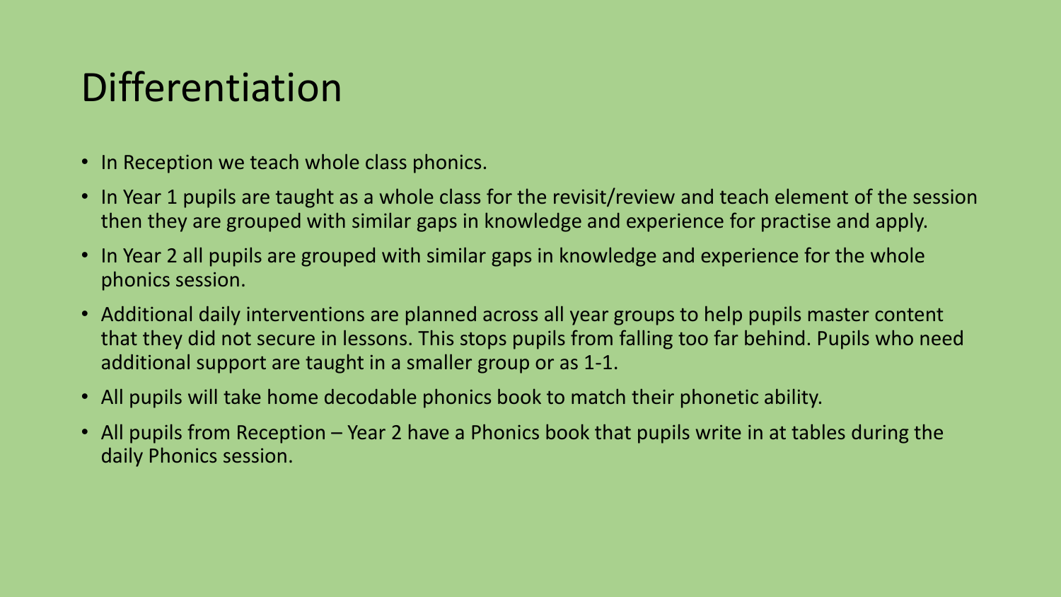# Differentiation

- In Reception we teach whole class phonics.
- In Year 1 pupils are taught as a whole class for the revisit/review and teach element of the session then they are grouped with similar gaps in knowledge and experience for practise and apply.
- In Year 2 all pupils are grouped with similar gaps in knowledge and experience for the whole phonics session.
- Additional daily interventions are planned across all year groups to help pupils master content that they did not secure in lessons. This stops pupils from falling too far behind. Pupils who need additional support are taught in a smaller group or as 1-1.
- All pupils will take home decodable phonics book to match their phonetic ability.
- All pupils from Reception – Year 2 have a Phonics book that pupils write in at tables during the daily Phonics session.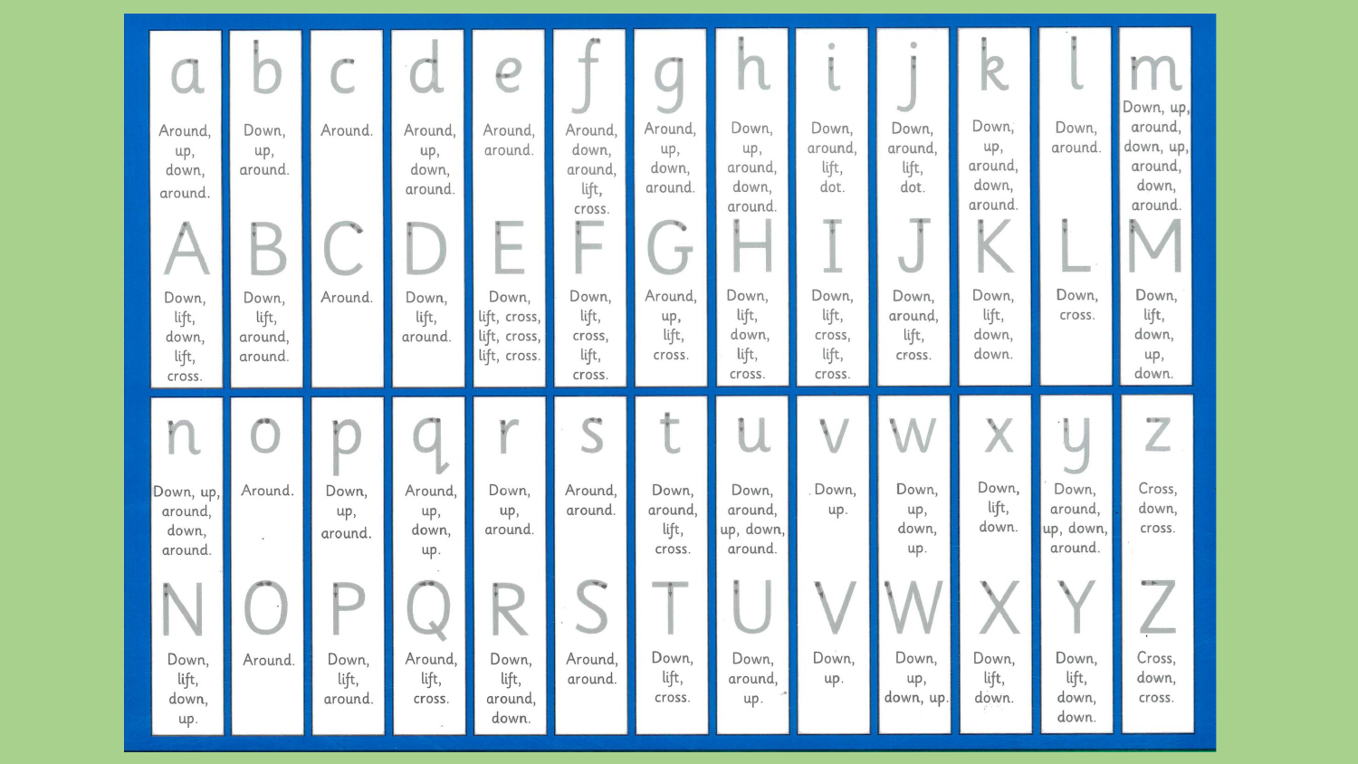| Letter | Lowercase formation | Uppercase formation |
|---|---|---|
| a / A | Around, up, down, around. | Down, lift, down, lift, cross. |
| b / B | Down, up, around. | Down, lift, around, around. |
| c / C | Around. | Around. |
| d / D | Around, up, down, around. | Down, lift, around. |
| e / E | Around, around. | Down, lift, cross, lift, cross, lift, cross. |
| f / F | Around, down, around, lift, cross. | Down, lift, cross, lift, cross. |
| g / G | Around, up, down, around. | Around, up, lift, cross. |
| h / H | Down, up, around, down, around. | Down, lift, down, lift, cross. |
| i / I | Down, around, lift, dot. | Down, lift, cross, lift, cross. |
| j / J | Down, around, lift, dot. | Down, around, lift, cross. |
| k / K | Down, up, around, down, around. | Down, lift, down, down. |
| l / L | Down, around. | Down, cross. |
| m / M | Down, up, around, down, up, around, down, around. | Down, lift, down, up, down. |
| n / N | Down, up, around, down, around. | Down, lift, down, up. |
| o / O | Around. | Around. |
| p / P | Down, up, around. | Down, lift, around. |
| q / Q | Around, up, down, up. | Around, lift, cross. |
| r / R | Down, up, around. | Down, lift, around, down. |
| s / S | Around, around. | Around, around. |
| t / T | Down, around, lift, cross. | Down, lift, cross. |
| u / U | Down, around, up, down, around. | Down, around, up. |
| v / V | Down, up. | Down, up. |
| w / W | Down, up, down, up. | Down, up, down, up. |
| x / X | Down, lift, down. | Down, lift, down. |
| y / Y | Down, around, up, down, around. | Down, lift, down, down. |
| z / Z | Cross, down, cross. | Cross, down, cross. |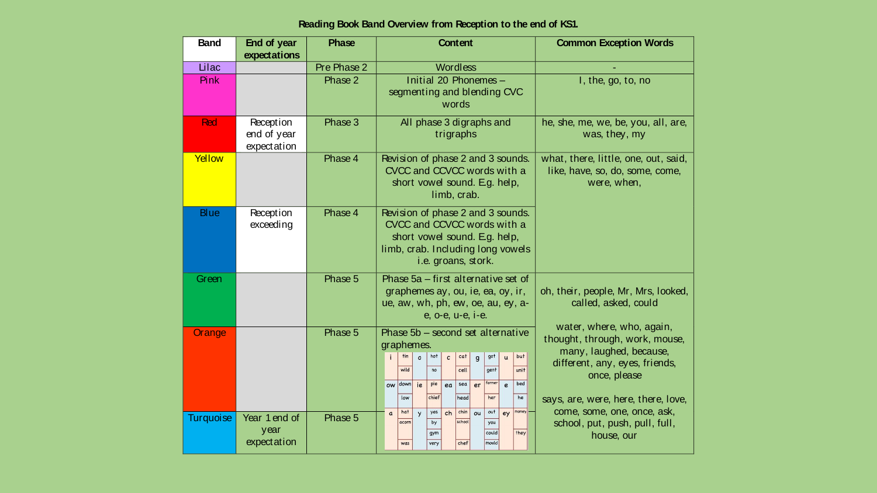# Reading Book Band Overview from Reception to the end of KS1.

| Band | End of year expectations | Phase | Content | Common Exception Words |
|---|---|---|---|---|
| Lilac | | Pre Phase 2 | Wordless | - |
| Pink | | Phase 2 | Initial 20 Phonemes – segmenting and blending CVC words | I, the, go, to, no |
| Red | Reception end of year expectation | Phase 3 | All phase 3 digraphs and trigraphs | he, she, me, we, be, you, all, are, was, they, my |
| Yellow | | Phase 4 | Revision of phase 2 and 3 sounds. CVCC and CCVCC words with a short vowel sound. E.g. help, limb, crab. | what, there, little, one, out, said, like, have, so, do, some, come, were, when, |
| Blue | Reception exceeding | Phase 4 | Revision of phase 2 and 3 sounds. CVCC and CCVCC words with a short vowel sound. E.g. help, limb, crab. Including long vowels i.e. groans, stork. | |
| Green | | Phase 5 | Phase 5a – first alternative set of graphemes ay, ou, ie, ea, oy, ir, ue, aw, wh, ph, ew, oe, au, ey, a-e, o-e, u-e, i-e. | oh, their, people, Mr, Mrs, looked, called, asked, could<br><br>water, where, who, again, thought, through, work, mouse, many, laughed, because, different, any, eyes, friends, once, please |
| Orange | | Phase 5 | Phase 5b – second set alternative graphemes.<br>i: tin, wild; o: hot, no; c: cat, cell; g: got, gent; u: but, unit; ow: down, low; ie: pie, chief; ea: sea, head; er: farmer, her; e: bed, he; a: hat, acorn, was; y: yes, by, gym, very; ch: chin, school, chef; ou: out, you, could, mould; ey: money, they | |
| Turquoise | Year 1 end of year expectation | Phase 5 | | says, are, were, here, there, love, come, some, one, once, ask, school, put, push, pull, full, house, our |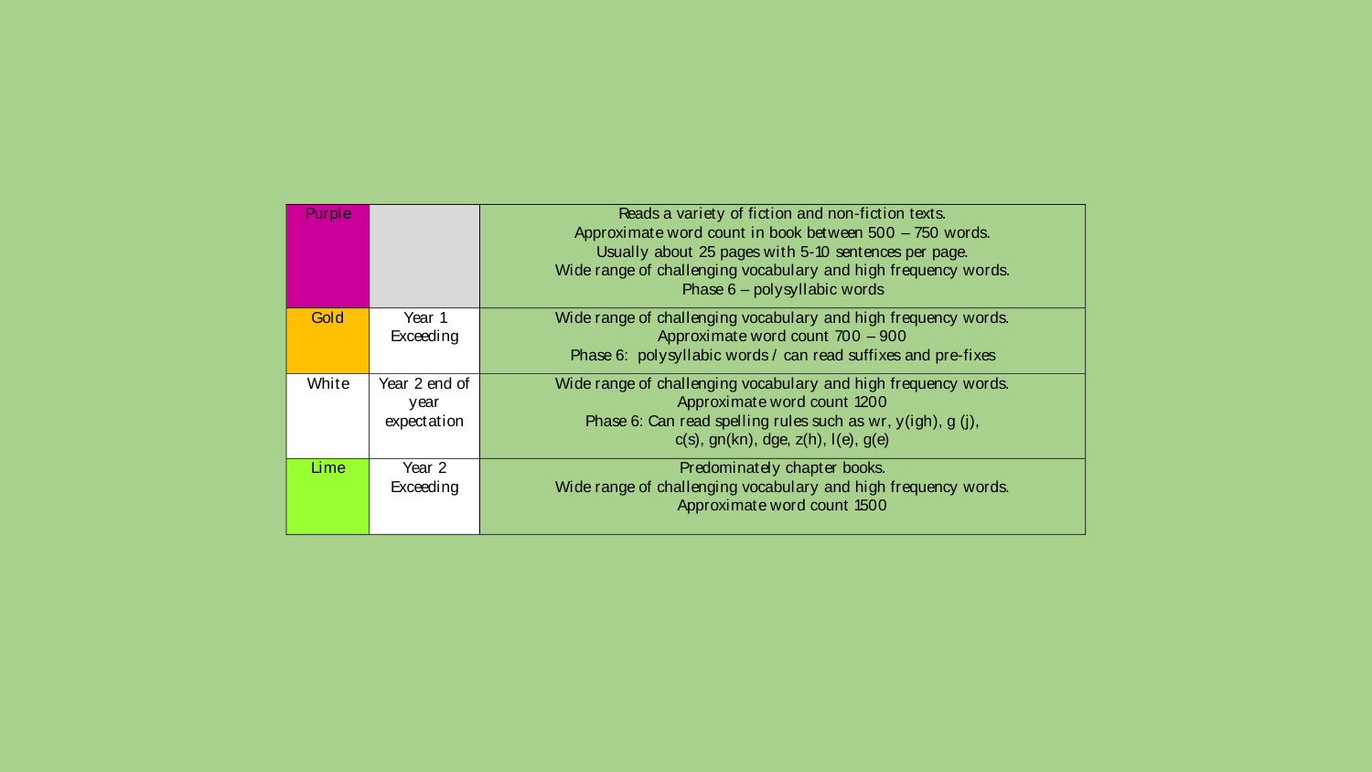| | | |
|---|---|---|
| Purple | | Reads a variety of fiction and non-fiction texts.<br>Approximate word count in book between 500 – 750 words.<br>Usually about 25 pages with 5-10 sentences per page.<br>Wide range of challenging vocabulary and high frequency words.<br>Phase 6 – polysyllabic words |
| Gold | Year 1 Exceeding | Wide range of challenging vocabulary and high frequency words.<br>Approximate word count 700 – 900<br>Phase 6: polysyllabic words / can read suffixes and pre-fixes |
| White | Year 2 end of year expectation | Wide range of challenging vocabulary and high frequency words.<br>Approximate word count 1200<br>Phase 6: Can read spelling rules such as wr, y(igh), g (j), c(s), gn(kn), dge, z(h), l(e), g(e) |
| Lime | Year 2 Exceeding | Predominately chapter books.<br>Wide range of challenging vocabulary and high frequency words.<br>Approximate word count 1500 |